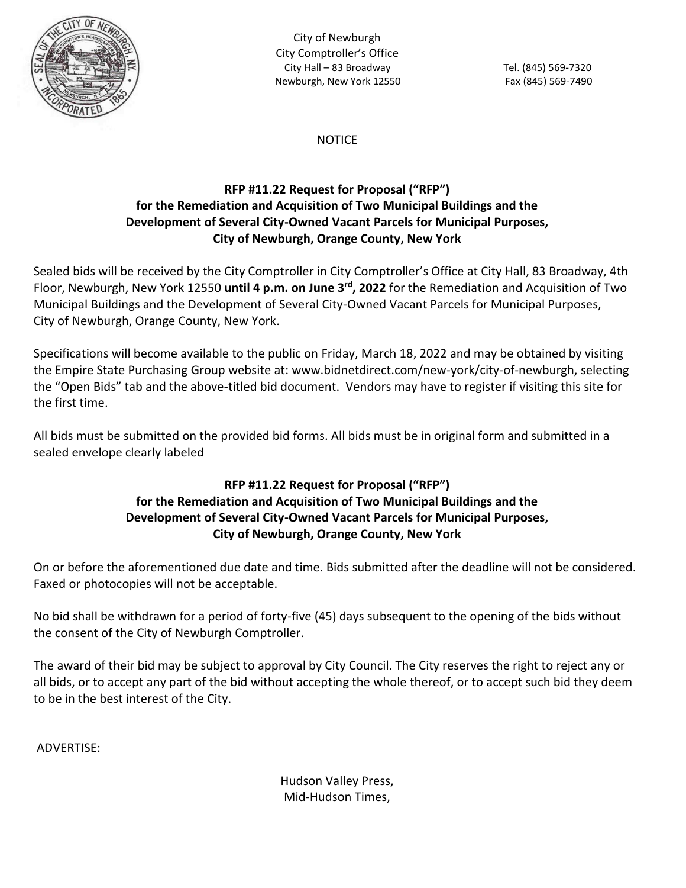City of Newburgh
City Comptroller's Office
City Hall – 83 Broadway
Newburgh, New York 12550

Tel. (845) 569-7320
Fax (845) 569-7490

NOTICE

**RFP #11.22 Request for Proposal ("RFP")
for the Remediation and Acquisition of Two Municipal Buildings and the
Development of Several City-Owned Vacant Parcels for Municipal Purposes,
City of Newburgh, Orange County, New York**

Sealed bids will be received by the City Comptroller in City Comptroller's Office at City Hall, 83 Broadway, 4th Floor, Newburgh, New York 12550 **until 4 p.m. on June 3rd, 2022** for the Remediation and Acquisition of Two Municipal Buildings and the Development of Several City-Owned Vacant Parcels for Municipal Purposes, City of Newburgh, Orange County, New York.

Specifications will become available to the public on Friday, March 18, 2022 and may be obtained by visiting the Empire State Purchasing Group website at: www.bidnetdirect.com/new-york/city-of-newburgh, selecting the "Open Bids" tab and the above-titled bid document. Vendors may have to register if visiting this site for the first time.

All bids must be submitted on the provided bid forms. All bids must be in original form and submitted in a sealed envelope clearly labeled

**RFP #11.22 Request for Proposal ("RFP")
for the Remediation and Acquisition of Two Municipal Buildings and the
Development of Several City-Owned Vacant Parcels for Municipal Purposes,
City of Newburgh, Orange County, New York**

On or before the aforementioned due date and time. Bids submitted after the deadline will not be considered. Faxed or photocopies will not be acceptable.

No bid shall be withdrawn for a period of forty-five (45) days subsequent to the opening of the bids without the consent of the City of Newburgh Comptroller.

The award of their bid may be subject to approval by City Council. The City reserves the right to reject any or all bids, or to accept any part of the bid without accepting the whole thereof, or to accept such bid they deem to be in the best interest of the City.

ADVERTISE:

Hudson Valley Press,
Mid-Hudson Times,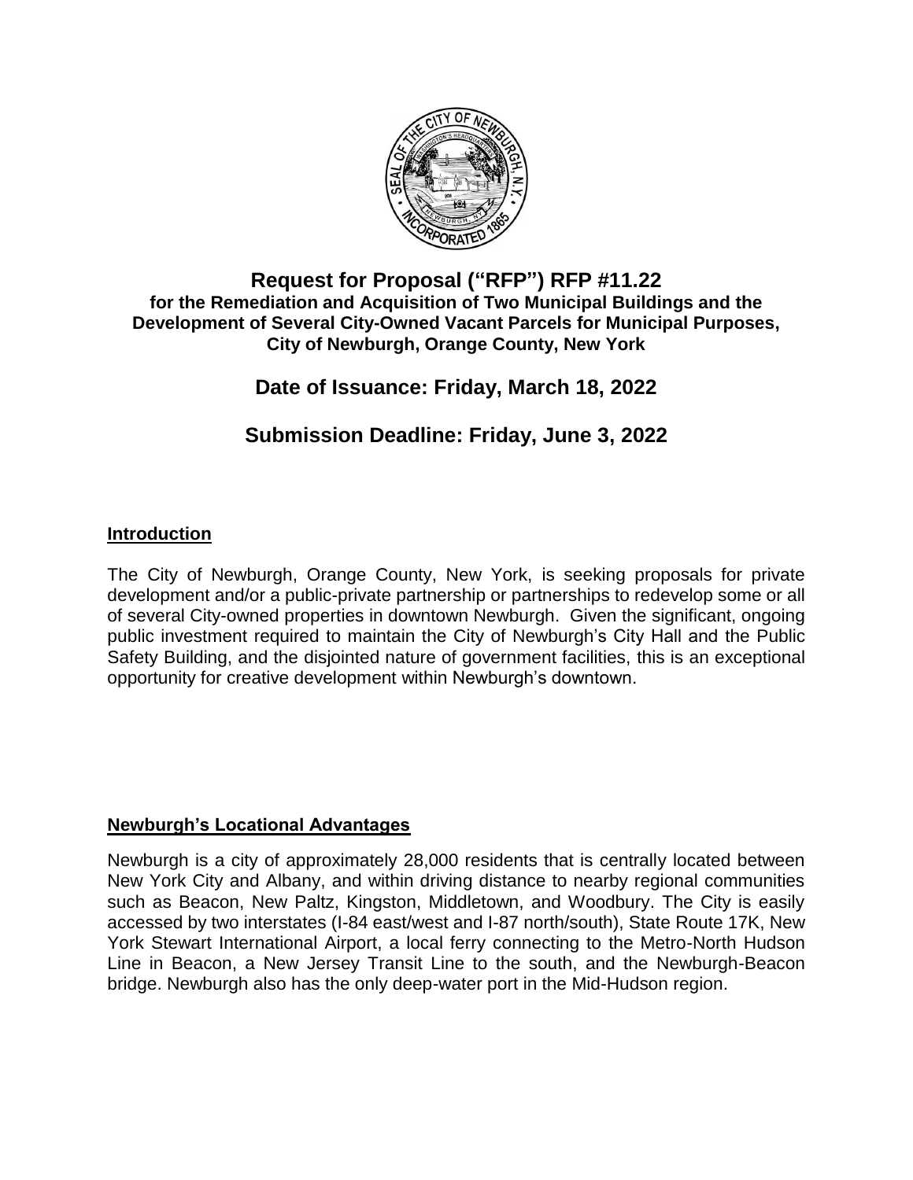# Request for Proposal ("RFP") RFP #11.22

**for the Remediation and Acquisition of Two Municipal Buildings and the Development of Several City-Owned Vacant Parcels for Municipal Purposes, City of Newburgh, Orange County, New York**

## Date of Issuance: Friday, March 18, 2022

## Submission Deadline: Friday, June 3, 2022

### Introduction

The City of Newburgh, Orange County, New York, is seeking proposals for private development and/or a public-private partnership or partnerships to redevelop some or all of several City-owned properties in downtown Newburgh. Given the significant, ongoing public investment required to maintain the City of Newburgh's City Hall and the Public Safety Building, and the disjointed nature of government facilities, this is an exceptional opportunity for creative development within Newburgh's downtown.

### Newburgh's Locational Advantages

Newburgh is a city of approximately 28,000 residents that is centrally located between New York City and Albany, and within driving distance to nearby regional communities such as Beacon, New Paltz, Kingston, Middletown, and Woodbury. The City is easily accessed by two interstates (I-84 east/west and I-87 north/south), State Route 17K, New York Stewart International Airport, a local ferry connecting to the Metro-North Hudson Line in Beacon, a New Jersey Transit Line to the south, and the Newburgh-Beacon bridge. Newburgh also has the only deep-water port in the Mid-Hudson region.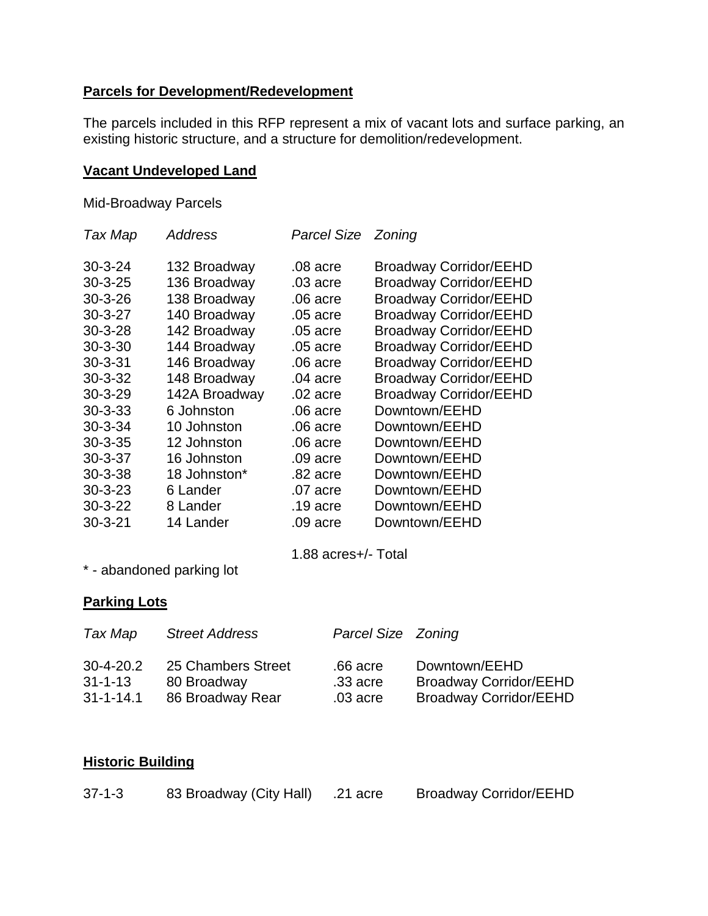**Parcels for Development/Redevelopment**

The parcels included in this RFP represent a mix of vacant lots and surface parking, an existing historic structure, and a structure for demolition/redevelopment.

**Vacant Undeveloped Land**

Mid-Broadway Parcels

| *Tax Map* | *Address* | *Parcel Size* | *Zoning* |
|---|---|---|---|
| 30-3-24 | 132 Broadway | .08 acre | Broadway Corridor/EEHD |
| 30-3-25 | 136 Broadway | .03 acre | Broadway Corridor/EEHD |
| 30-3-26 | 138 Broadway | .06 acre | Broadway Corridor/EEHD |
| 30-3-27 | 140 Broadway | .05 acre | Broadway Corridor/EEHD |
| 30-3-28 | 142 Broadway | .05 acre | Broadway Corridor/EEHD |
| 30-3-30 | 144 Broadway | .05 acre | Broadway Corridor/EEHD |
| 30-3-31 | 146 Broadway | .06 acre | Broadway Corridor/EEHD |
| 30-3-32 | 148 Broadway | .04 acre | Broadway Corridor/EEHD |
| 30-3-29 | 142A Broadway | .02 acre | Broadway Corridor/EEHD |
| 30-3-33 | 6 Johnston | .06 acre | Downtown/EEHD |
| 30-3-34 | 10 Johnston | .06 acre | Downtown/EEHD |
| 30-3-35 | 12 Johnston | .06 acre | Downtown/EEHD |
| 30-3-37 | 16 Johnston | .09 acre | Downtown/EEHD |
| 30-3-38 | 18 Johnston* | .82 acre | Downtown/EEHD |
| 30-3-23 | 6 Lander | .07 acre | Downtown/EEHD |
| 30-3-22 | 8 Lander | .19 acre | Downtown/EEHD |
| 30-3-21 | 14 Lander | .09 acre | Downtown/EEHD |
| | | 1.88 acres+/- Total | |

\* - abandoned parking lot

**Parking Lots**

| *Tax Map* | *Street Address* | *Parcel Size* | *Zoning* |
|---|---|---|---|
| 30-4-20.2 | 25 Chambers Street | .66 acre | Downtown/EEHD |
| 31-1-13 | 80 Broadway | .33 acre | Broadway Corridor/EEHD |
| 31-1-14.1 | 86 Broadway Rear | .03 acre | Broadway Corridor/EEHD |

**Historic Building**

| | | | |
|---|---|---|---|
| 37-1-3 | 83 Broadway (City Hall) | .21 acre | Broadway Corridor/EEHD |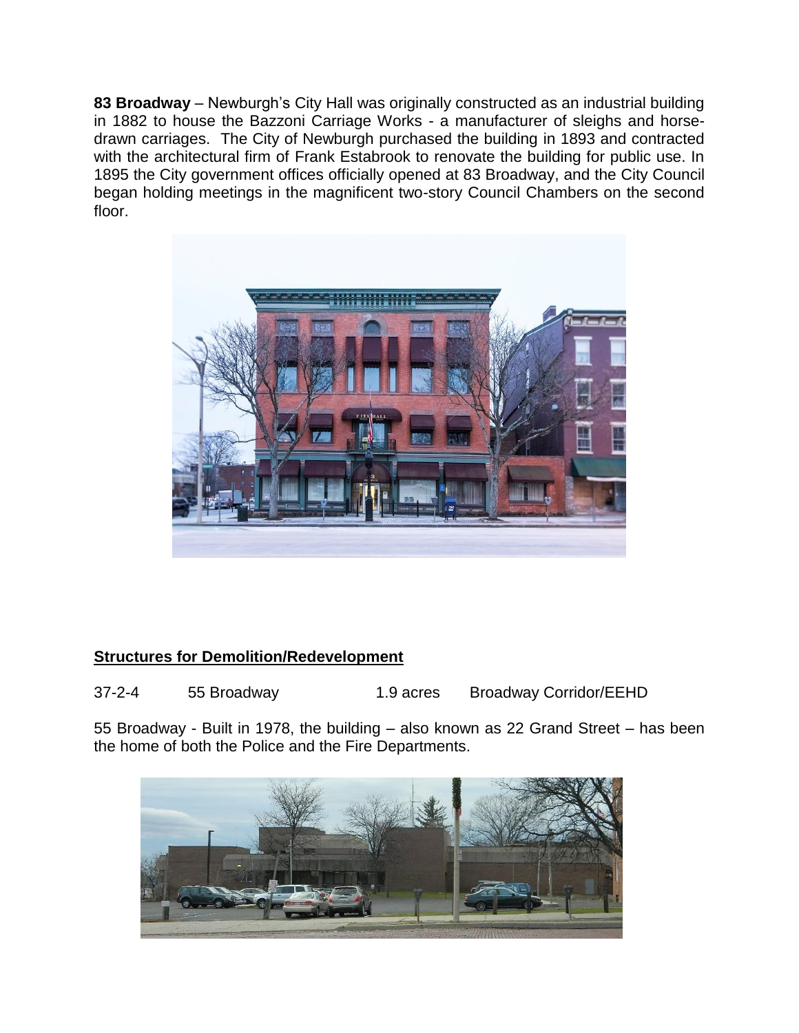**83 Broadway** – Newburgh's City Hall was originally constructed as an industrial building in 1882 to house the Bazzoni Carriage Works - a manufacturer of sleighs and horse-drawn carriages. The City of Newburgh purchased the building in 1893 and contracted with the architectural firm of Frank Estabrook to renovate the building for public use. In 1895 the City government offices officially opened at 83 Broadway, and the City Council began holding meetings in the magnificent two-story Council Chambers on the second floor.

## Structures for Demolition/Redevelopment

| 37-2-4 | 55 Broadway | 1.9 acres | Broadway Corridor/EEHD |
|---|---|---|---|

55 Broadway - Built in 1978, the building – also known as 22 Grand Street – has been the home of both the Police and the Fire Departments.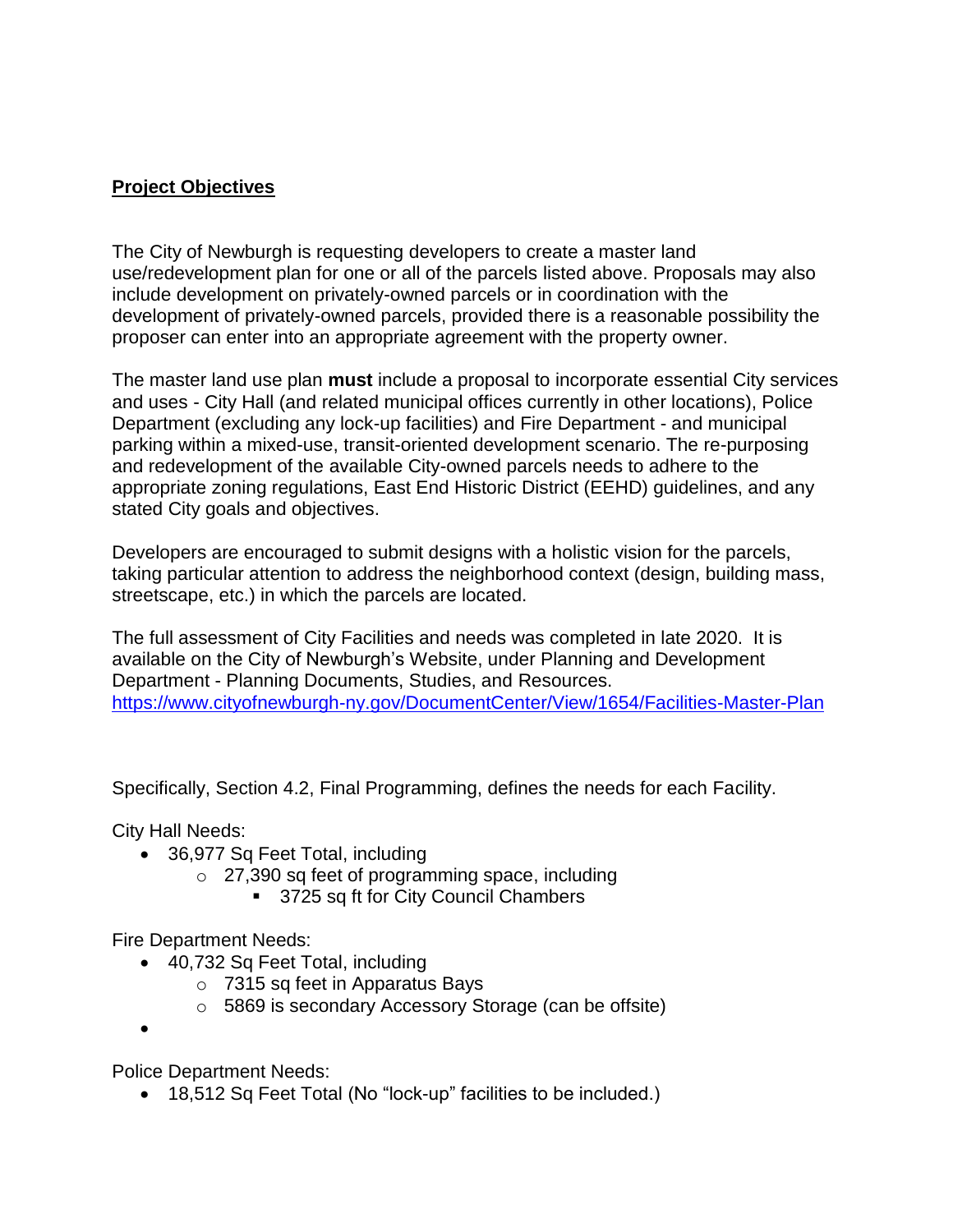**Project Objectives**

The City of Newburgh is requesting developers to create a master land use/redevelopment plan for one or all of the parcels listed above. Proposals may also include development on privately-owned parcels or in coordination with the development of privately-owned parcels, provided there is a reasonable possibility the proposer can enter into an appropriate agreement with the property owner.

The master land use plan **must** include a proposal to incorporate essential City services and uses - City Hall (and related municipal offices currently in other locations), Police Department (excluding any lock-up facilities) and Fire Department - and municipal parking within a mixed-use, transit-oriented development scenario. The re-purposing and redevelopment of the available City-owned parcels needs to adhere to the appropriate zoning regulations, East End Historic District (EEHD) guidelines, and any stated City goals and objectives.

Developers are encouraged to submit designs with a holistic vision for the parcels, taking particular attention to address the neighborhood context (design, building mass, streetscape, etc.) in which the parcels are located.

The full assessment of City Facilities and needs was completed in late 2020. It is available on the City of Newburgh's Website, under Planning and Development Department - Planning Documents, Studies, and Resources. https://www.cityofnewburgh-ny.gov/DocumentCenter/View/1654/Facilities-Master-Plan

Specifically, Section 4.2, Final Programming, defines the needs for each Facility.

City Hall Needs:

- 36,977 Sq Feet Total, including
  - 27,390 sq feet of programming space, including
    - 3725 sq ft for City Council Chambers

Fire Department Needs:

- 40,732 Sq Feet Total, including
  - 7315 sq feet in Apparatus Bays
  - 5869 is secondary Accessory Storage (can be offsite)
- 

Police Department Needs:

- 18,512 Sq Feet Total (No "lock-up" facilities to be included.)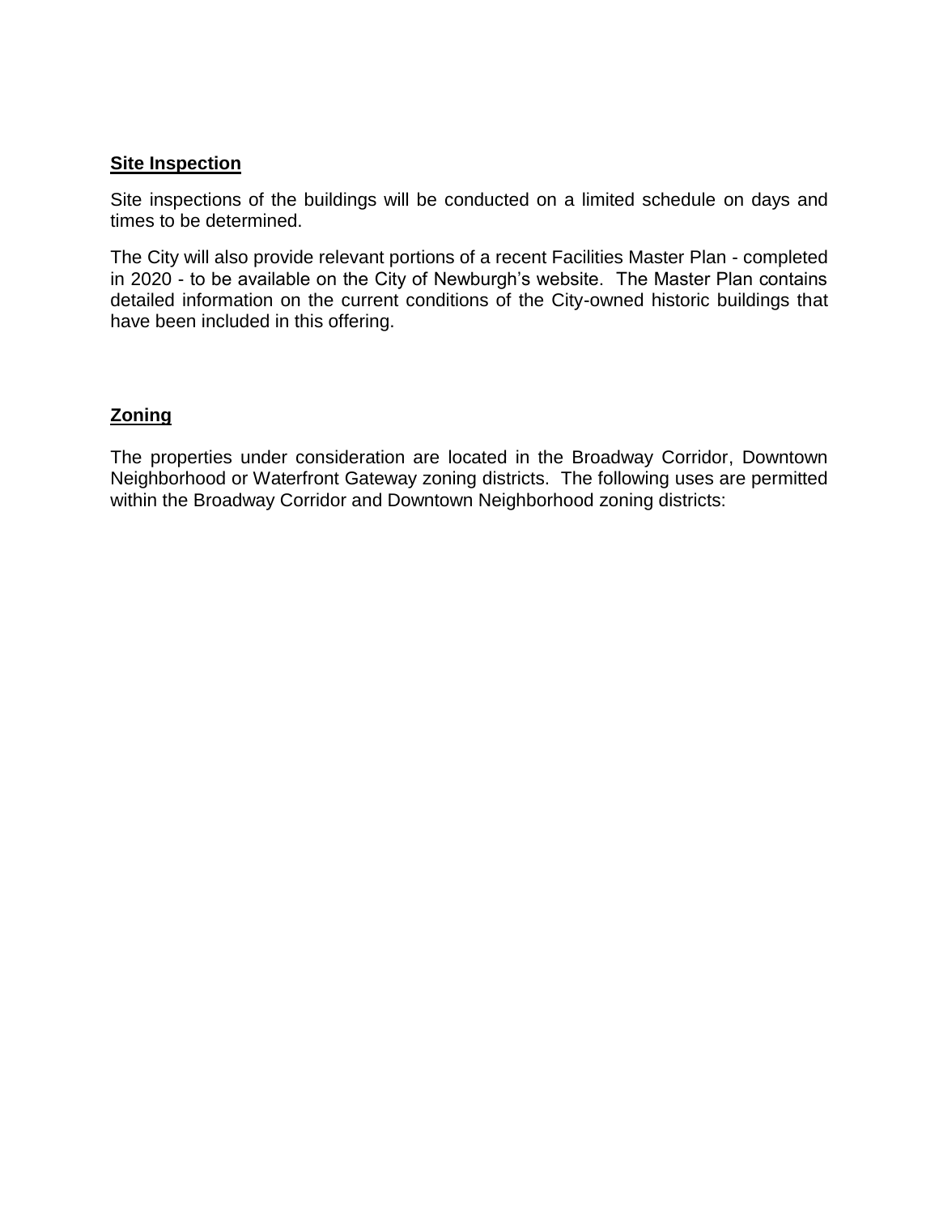**Site Inspection**

Site inspections of the buildings will be conducted on a limited schedule on days and times to be determined.

The City will also provide relevant portions of a recent Facilities Master Plan - completed in 2020 - to be available on the City of Newburgh's website. The Master Plan contains detailed information on the current conditions of the City-owned historic buildings that have been included in this offering.

**Zoning**

The properties under consideration are located in the Broadway Corridor, Downtown Neighborhood or Waterfront Gateway zoning districts. The following uses are permitted within the Broadway Corridor and Downtown Neighborhood zoning districts: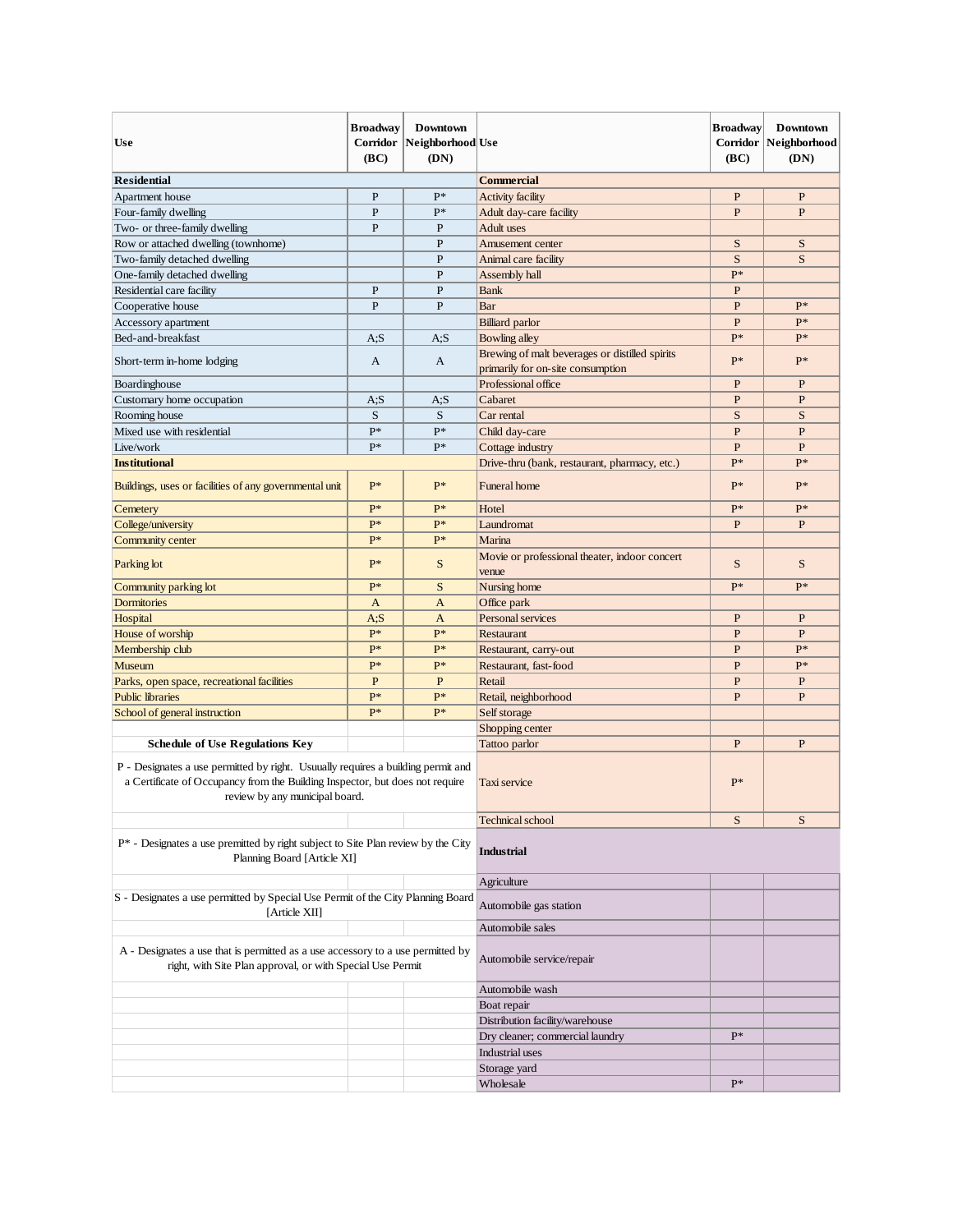| Use | Broadway Corridor (BC) | Downtown Neighborhood (DN) |
|---|---|---|
| **Residential** | | |
| Apartment house | P | P* |
| Four-family dwelling | P | P* |
| Two- or three-family dwelling | P | P |
| Row or attached dwelling (townhome) | | P |
| Two-family detached dwelling | | P |
| One-family detached dwelling | | P |
| Residential care facility | P | P |
| Cooperative house | P | P |
| Accessory apartment | | |
| Bed-and-breakfast | A;S | A;S |
| Short-term in-home lodging | A | A |
| Boardinghouse | | |
| Customary home occupation | A;S | A;S |
| Rooming house | S | S |
| Mixed use with residential | P* | P* |
| Live/work | P* | P* |
| **Institutional** | | |
| Buildings, uses or facilities of any governmental unit | P* | P* |
| Cemetery | P* | P* |
| College/university | P* | P* |
| Community center | P* | P* |
| Parking lot | P* | S |
| Community parking lot | P* | S |
| Dormitories | A | A |
| Hospital | A;S | A |
| House of worship | P* | P* |
| Membership club | P* | P* |
| Museum | P* | P* |
| Parks, open space, recreational facilities | P | P |
| Public libraries | P* | P* |
| School of general instruction | P* | P* |

| Use | Broadway Corridor (BC) | Downtown Neighborhood (DN) |
|---|---|---|
| **Commercial** | | |
| Activity facility | P | P |
| Adult day-care facility | P | P |
| Adult uses | | |
| Amusement center | S | S |
| Animal care facility | S | S |
| Assembly hall | P* | |
| Bank | P | |
| Bar | P | P* |
| Billiard parlor | P | P* |
| Bowling alley | P* | P* |
| Brewing of malt beverages or distilled spirits primarily for on-site consumption | P* | P* |
| Professional office | P | P |
| Cabaret | P | P |
| Car rental | S | S |
| Child day-care | P | P |
| Cottage industry | P | P |
| Drive-thru (bank, restaurant, pharmacy, etc.) | P* | P* |
| Funeral home | P* | P* |
| Hotel | P* | P* |
| Laundromat | P | P |
| Marina | | |
| Movie or professional theater, indoor concert venue | S | S |
| Nursing home | P* | P* |
| Office park | | |
| Personal services | P | P |
| Restaurant | P | P |
| Restaurant, carry-out | P | P* |
| Restaurant, fast-food | P | P* |
| Retail | P | P |
| Retail, neighborhood | P | P |
| Self storage | | |
| Shopping center | | |
| Tattoo parlor | P | P |
| Taxi service | P* | |
| Technical school | S | S |
| **Industrial** | | |
| Agriculture | | |
| Automobile gas station | | |
| Automobile sales | | |
| Automobile service/repair | | |
| Automobile wash | | |
| Boat repair | | |
| Distribution facility/warehouse | | |
| Dry cleaner; commercial laundry | P* | |
| Industrial uses | | |
| Storage yard | | |
| Wholesale | P* | |

**Schedule of Use Regulations Key**

P - Designates a use permitted by right. Usuually requires a building permit and a Certificate of Occupancy from the Building Inspector, but does not require review by any municipal board.

P* - Designates a use premitted by right subject to Site Plan review by the City Planning Board [Article XI]

S - Designates a use permitted by Special Use Permit of the City Planning Board [Article XII]

A - Designates a use that is permitted as a use accessory to a use permitted by right, with Site Plan approval, or with Special Use Permit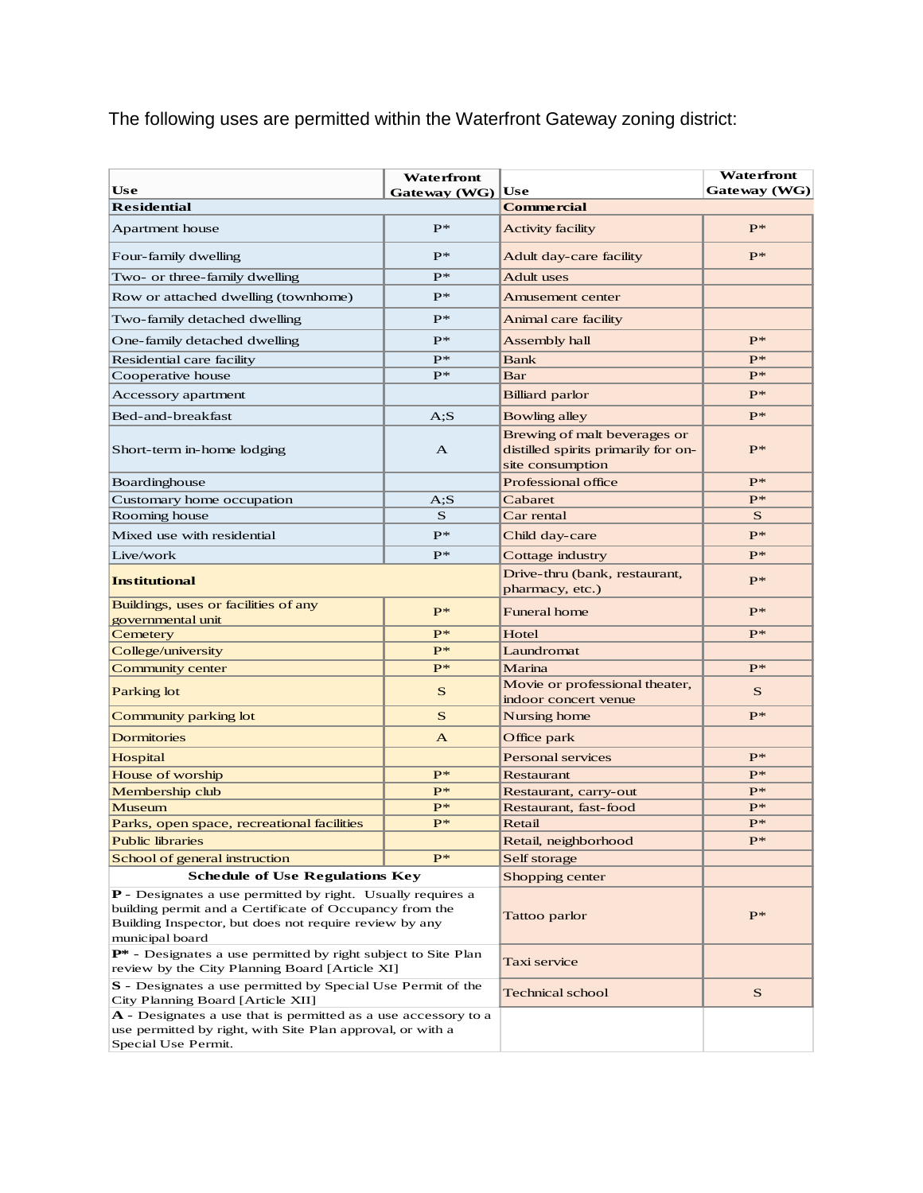The following uses are permitted within the Waterfront Gateway zoning district:

| Use | Waterfront Gateway (WG) | Use | Waterfront Gateway (WG) |
|---|---|---|---|
| **Residential** | | **Commercial** | |
| Apartment house | P* | Activity facility | P* |
| Four-family dwelling | P* | Adult day-care facility | P* |
| Two- or three-family dwelling | P* | Adult uses | |
| Row or attached dwelling (townhome) | P* | Amusement center | |
| Two-family detached dwelling | P* | Animal care facility | |
| One-family detached dwelling | P* | Assembly hall | P* |
| Residential care facility | P* | Bank | P* |
| Cooperative house | P* | Bar | P* |
| Accessory apartment | | Billiard parlor | P* |
| Bed-and-breakfast | A;S | Bowling alley | P* |
| Short-term in-home lodging | A | Brewing of malt beverages or distilled spirits primarily for on-site consumption | P* |
| Boardinghouse | | Professional office | P* |
| Customary home occupation | A;S | Cabaret | P* |
| Rooming house | S | Car rental | S |
| Mixed use with residential | P* | Child day-care | P* |
| Live/work | P* | Cottage industry | P* |
| **Institutional** | | Drive-thru (bank, restaurant, pharmacy, etc.) | P* |
| Buildings, uses or facilities of any governmental unit | P* | Funeral home | P* |
| Cemetery | P* | Hotel | P* |
| College/university | P* | Laundromat | |
| Community center | P* | Marina | P* |
| Parking lot | S | Movie or professional theater, indoor concert venue | S |
| Community parking lot | S | Nursing home | P* |
| Dormitories | A | Office park | |
| Hospital | | Personal services | P* |
| House of worship | P* | Restaurant | P* |
| Membership club | P* | Restaurant, carry-out | P* |
| Museum | P* | Restaurant, fast-food | P* |
| Parks, open space, recreational facilities | P* | Retail | P* |
| Public libraries | | Retail, neighborhood | P* |
| School of general instruction | P* | Self storage | |
| **Schedule of Use Regulations Key** | | Shopping center | |
| **P** - Designates a use permitted by right. Usually requires a building permit and a Certificate of Occupancy from the Building Inspector, but does not require review by any municipal board | | Tattoo parlor | P* |
| **P*** - Designates a use permitted by right subject to Site Plan review by the City Planning Board [Article XI] | | Taxi service | |
| **S** - Designates a use permitted by Special Use Permit of the City Planning Board [Article XII] | | Technical school | S |
| **A** - Designates a use that is permitted as a use accessory to a use permitted by right, with Site Plan approval, or with a Special Use Permit. | | | |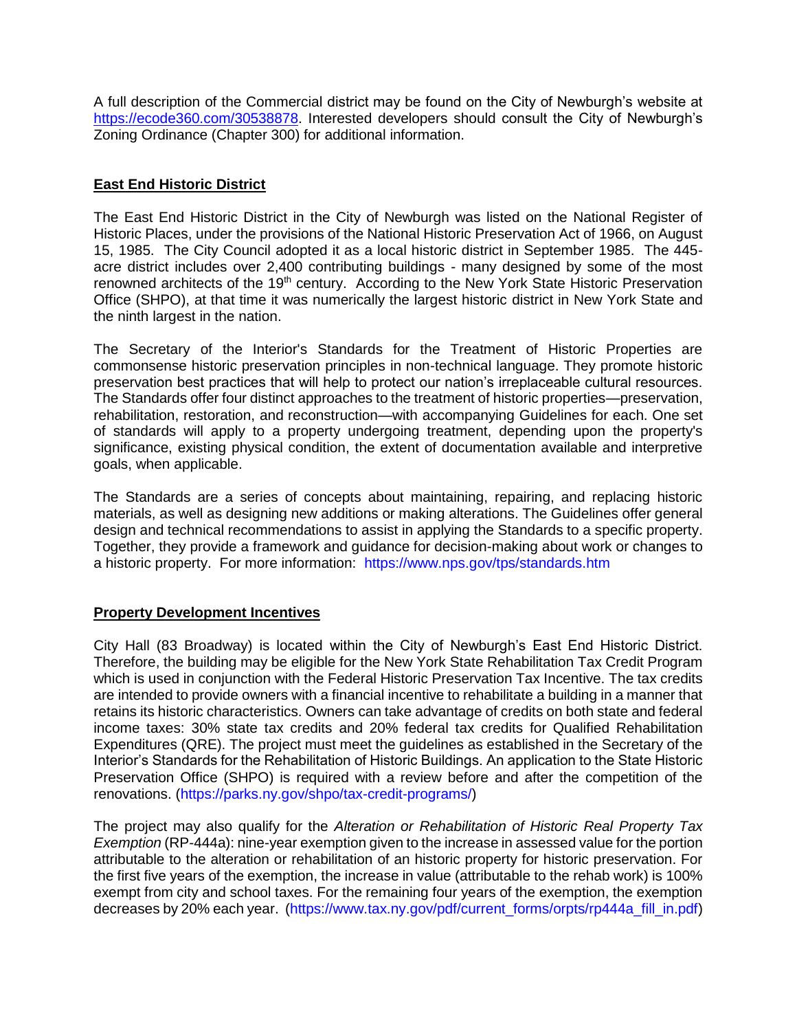A full description of the Commercial district may be found on the City of Newburgh's website at https://ecode360.com/30538878. Interested developers should consult the City of Newburgh's Zoning Ordinance (Chapter 300) for additional information.

**East End Historic District**

The East End Historic District in the City of Newburgh was listed on the National Register of Historic Places, under the provisions of the National Historic Preservation Act of 1966, on August 15, 1985. The City Council adopted it as a local historic district in September 1985. The 445-acre district includes over 2,400 contributing buildings - many designed by some of the most renowned architects of the 19th century. According to the New York State Historic Preservation Office (SHPO), at that time it was numerically the largest historic district in New York State and the ninth largest in the nation.

The Secretary of the Interior's Standards for the Treatment of Historic Properties are commonsense historic preservation principles in non-technical language. They promote historic preservation best practices that will help to protect our nation's irreplaceable cultural resources. The Standards offer four distinct approaches to the treatment of historic properties—preservation, rehabilitation, restoration, and reconstruction—with accompanying Guidelines for each. One set of standards will apply to a property undergoing treatment, depending upon the property's significance, existing physical condition, the extent of documentation available and interpretive goals, when applicable.

The Standards are a series of concepts about maintaining, repairing, and replacing historic materials, as well as designing new additions or making alterations. The Guidelines offer general design and technical recommendations to assist in applying the Standards to a specific property. Together, they provide a framework and guidance for decision-making about work or changes to a historic property. For more information: https://www.nps.gov/tps/standards.htm

**Property Development Incentives**

City Hall (83 Broadway) is located within the City of Newburgh's East End Historic District. Therefore, the building may be eligible for the New York State Rehabilitation Tax Credit Program which is used in conjunction with the Federal Historic Preservation Tax Incentive. The tax credits are intended to provide owners with a financial incentive to rehabilitate a building in a manner that retains its historic characteristics. Owners can take advantage of credits on both state and federal income taxes: 30% state tax credits and 20% federal tax credits for Qualified Rehabilitation Expenditures (QRE). The project must meet the guidelines as established in the Secretary of the Interior's Standards for the Rehabilitation of Historic Buildings. An application to the State Historic Preservation Office (SHPO) is required with a review before and after the competition of the renovations. (https://parks.ny.gov/shpo/tax-credit-programs/)

The project may also qualify for the *Alteration or Rehabilitation of Historic Real Property Tax Exemption* (RP-444a): nine-year exemption given to the increase in assessed value for the portion attributable to the alteration or rehabilitation of an historic property for historic preservation. For the first five years of the exemption, the increase in value (attributable to the rehab work) is 100% exempt from city and school taxes. For the remaining four years of the exemption, the exemption decreases by 20% each year. (https://www.tax.ny.gov/pdf/current_forms/orpts/rp444a_fill_in.pdf)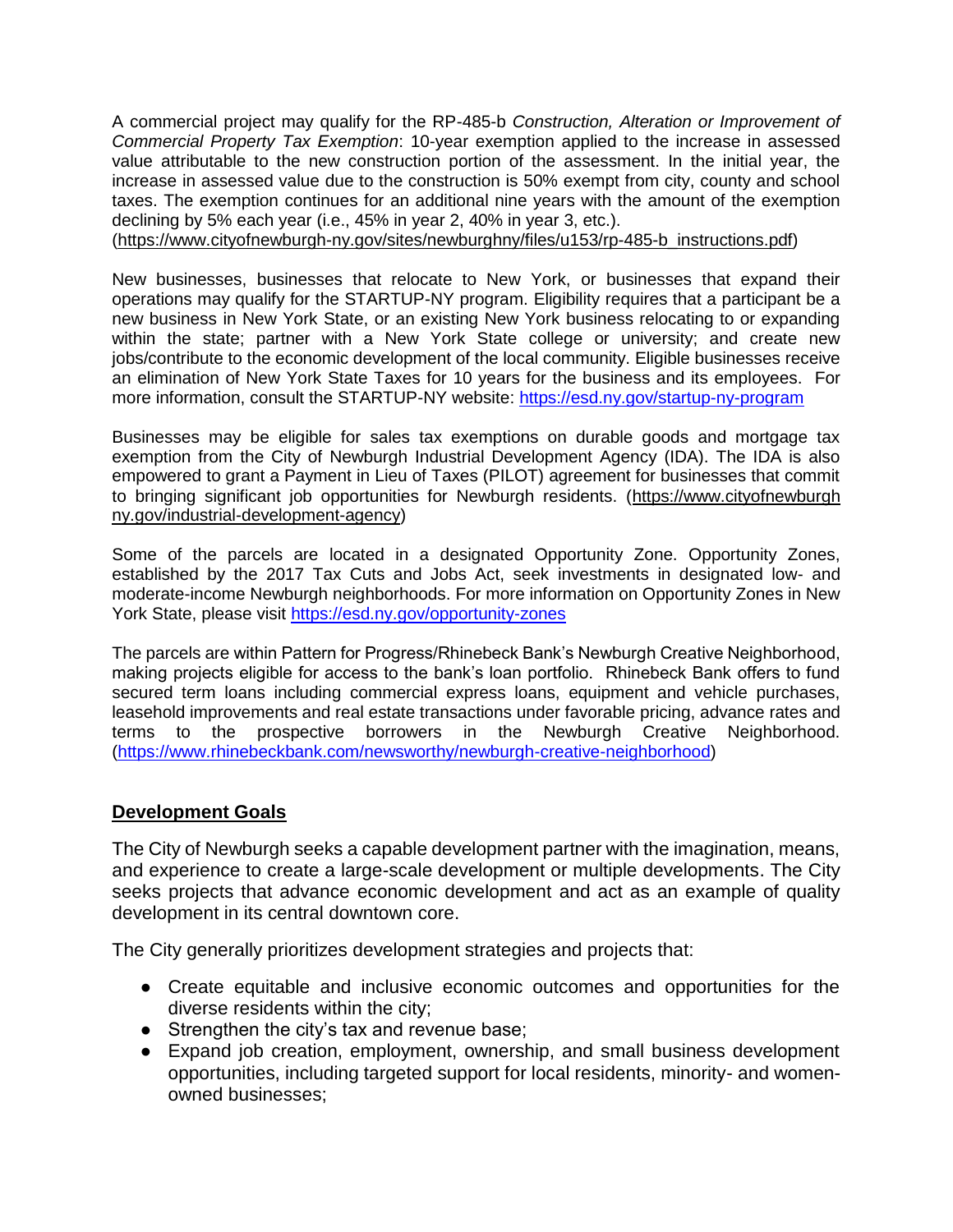A commercial project may qualify for the RP-485-b *Construction, Alteration or Improvement of Commercial Property Tax Exemption*: 10-year exemption applied to the increase in assessed value attributable to the new construction portion of the assessment. In the initial year, the increase in assessed value due to the construction is 50% exempt from city, county and school taxes. The exemption continues for an additional nine years with the amount of the exemption declining by 5% each year (i.e., 45% in year 2, 40% in year 3, etc.). (https://www.cityofnewburgh-ny.gov/sites/newburghny/files/u153/rp-485-b_instructions.pdf)

New businesses, businesses that relocate to New York, or businesses that expand their operations may qualify for the STARTUP-NY program. Eligibility requires that a participant be a new business in New York State, or an existing New York business relocating to or expanding within the state; partner with a New York State college or university; and create new jobs/contribute to the economic development of the local community. Eligible businesses receive an elimination of New York State Taxes for 10 years for the business and its employees. For more information, consult the STARTUP-NY website: https://esd.ny.gov/startup-ny-program

Businesses may be eligible for sales tax exemptions on durable goods and mortgage tax exemption from the City of Newburgh Industrial Development Agency (IDA). The IDA is also empowered to grant a Payment in Lieu of Taxes (PILOT) agreement for businesses that commit to bringing significant job opportunities for Newburgh residents. (https://www.cityofnewburgh ny.gov/industrial-development-agency)

Some of the parcels are located in a designated Opportunity Zone. Opportunity Zones, established by the 2017 Tax Cuts and Jobs Act, seek investments in designated low- and moderate-income Newburgh neighborhoods. For more information on Opportunity Zones in New York State, please visit https://esd.ny.gov/opportunity-zones

The parcels are within Pattern for Progress/Rhinebeck Bank's Newburgh Creative Neighborhood, making projects eligible for access to the bank's loan portfolio. Rhinebeck Bank offers to fund secured term loans including commercial express loans, equipment and vehicle purchases, leasehold improvements and real estate transactions under favorable pricing, advance rates and terms to the prospective borrowers in the Newburgh Creative Neighborhood. (https://www.rhinebeckbank.com/newsworthy/newburgh-creative-neighborhood)

## Development Goals

The City of Newburgh seeks a capable development partner with the imagination, means, and experience to create a large-scale development or multiple developments. The City seeks projects that advance economic development and act as an example of quality development in its central downtown core.

The City generally prioritizes development strategies and projects that:

- Create equitable and inclusive economic outcomes and opportunities for the diverse residents within the city;
- Strengthen the city's tax and revenue base;
- Expand job creation, employment, ownership, and small business development opportunities, including targeted support for local residents, minority- and women-owned businesses;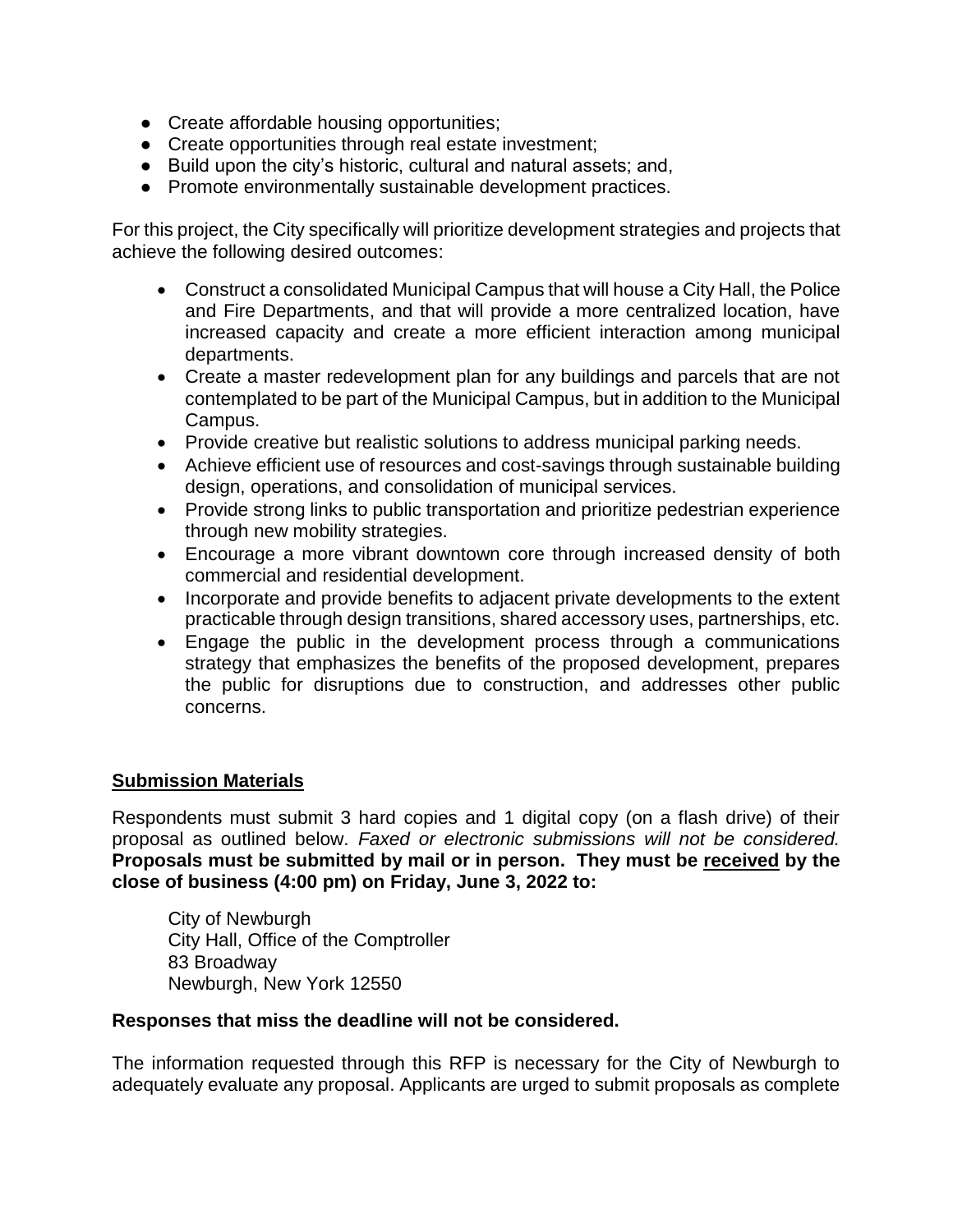- Create affordable housing opportunities;
- Create opportunities through real estate investment;
- Build upon the city's historic, cultural and natural assets; and,
- Promote environmentally sustainable development practices.

For this project, the City specifically will prioritize development strategies and projects that achieve the following desired outcomes:

- Construct a consolidated Municipal Campus that will house a City Hall, the Police and Fire Departments, and that will provide a more centralized location, have increased capacity and create a more efficient interaction among municipal departments.
- Create a master redevelopment plan for any buildings and parcels that are not contemplated to be part of the Municipal Campus, but in addition to the Municipal Campus.
- Provide creative but realistic solutions to address municipal parking needs.
- Achieve efficient use of resources and cost-savings through sustainable building design, operations, and consolidation of municipal services.
- Provide strong links to public transportation and prioritize pedestrian experience through new mobility strategies.
- Encourage a more vibrant downtown core through increased density of both commercial and residential development.
- Incorporate and provide benefits to adjacent private developments to the extent practicable through design transitions, shared accessory uses, partnerships, etc.
- Engage the public in the development process through a communications strategy that emphasizes the benefits of the proposed development, prepares the public for disruptions due to construction, and addresses other public concerns.

## Submission Materials

Respondents must submit 3 hard copies and 1 digital copy (on a flash drive) of their proposal as outlined below. *Faxed or electronic submissions will not be considered.* **Proposals must be submitted by mail or in person. They must be <u>received</u> by the close of business (4:00 pm) on Friday, June 3, 2022 to:**

City of Newburgh
City Hall, Office of the Comptroller
83 Broadway
Newburgh, New York 12550

**Responses that miss the deadline will not be considered.**

The information requested through this RFP is necessary for the City of Newburgh to adequately evaluate any proposal. Applicants are urged to submit proposals as complete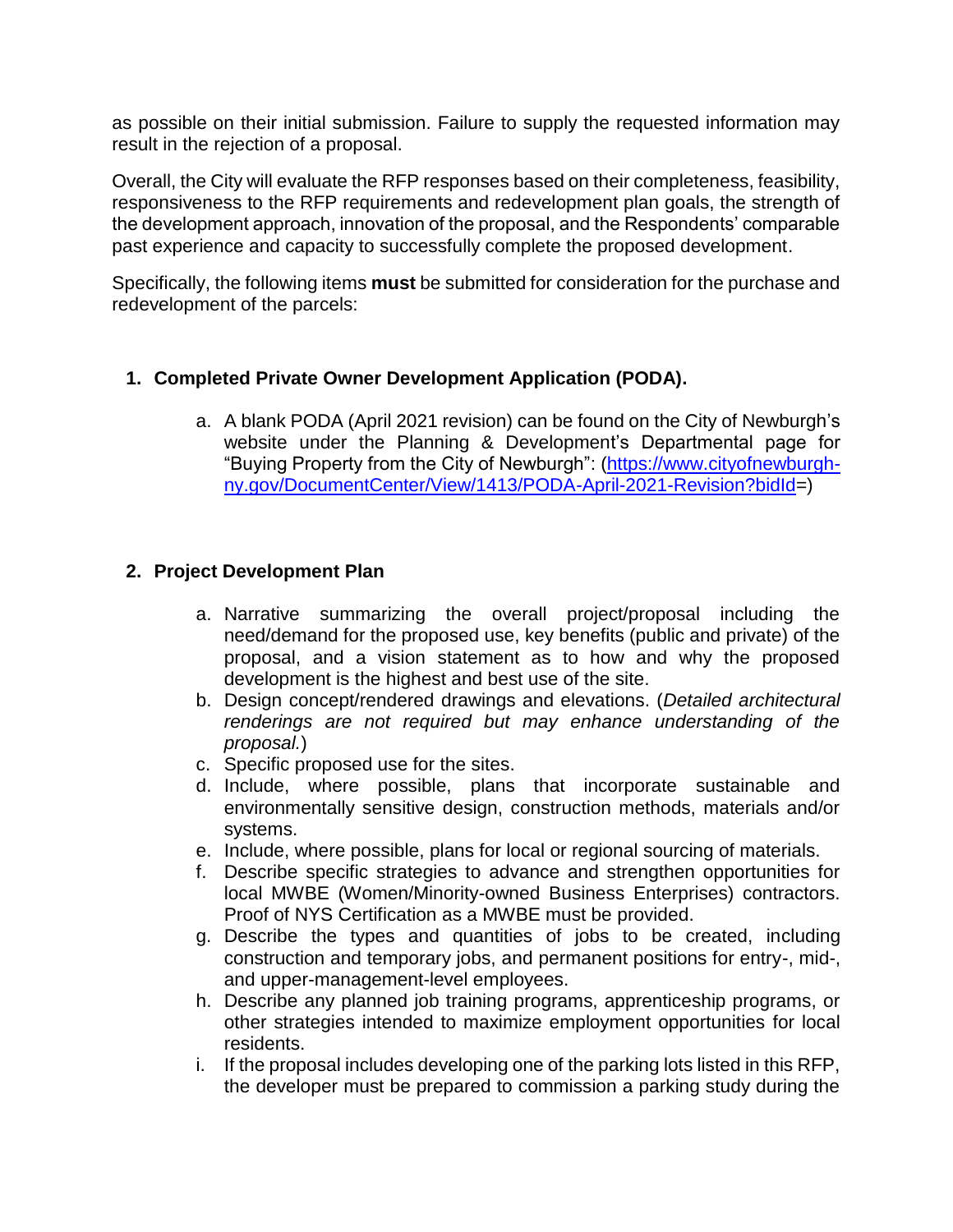as possible on their initial submission. Failure to supply the requested information may result in the rejection of a proposal.

Overall, the City will evaluate the RFP responses based on their completeness, feasibility, responsiveness to the RFP requirements and redevelopment plan goals, the strength of the development approach, innovation of the proposal, and the Respondents' comparable past experience and capacity to successfully complete the proposed development.

Specifically, the following items **must** be submitted for consideration for the purchase and redevelopment of the parcels:

1. **Completed Private Owner Development Application (PODA).**

    a. A blank PODA (April 2021 revision) can be found on the City of Newburgh's website under the Planning & Development's Departmental page for "Buying Property from the City of Newburgh": (https://www.cityofnewburgh-ny.gov/DocumentCenter/View/1413/PODA-April-2021-Revision?bidId=)

2. **Project Development Plan**

    a. Narrative summarizing the overall project/proposal including the need/demand for the proposed use, key benefits (public and private) of the proposal, and a vision statement as to how and why the proposed development is the highest and best use of the site.
    b. Design concept/rendered drawings and elevations. (*Detailed architectural renderings are not required but may enhance understanding of the proposal.*)
    c. Specific proposed use for the sites.
    d. Include, where possible, plans that incorporate sustainable and environmentally sensitive design, construction methods, materials and/or systems.
    e. Include, where possible, plans for local or regional sourcing of materials.
    f. Describe specific strategies to advance and strengthen opportunities for local MWBE (Women/Minority-owned Business Enterprises) contractors. Proof of NYS Certification as a MWBE must be provided.
    g. Describe the types and quantities of jobs to be created, including construction and temporary jobs, and permanent positions for entry-, mid-, and upper-management-level employees.
    h. Describe any planned job training programs, apprenticeship programs, or other strategies intended to maximize employment opportunities for local residents.
    i. If the proposal includes developing one of the parking lots listed in this RFP, the developer must be prepared to commission a parking study during the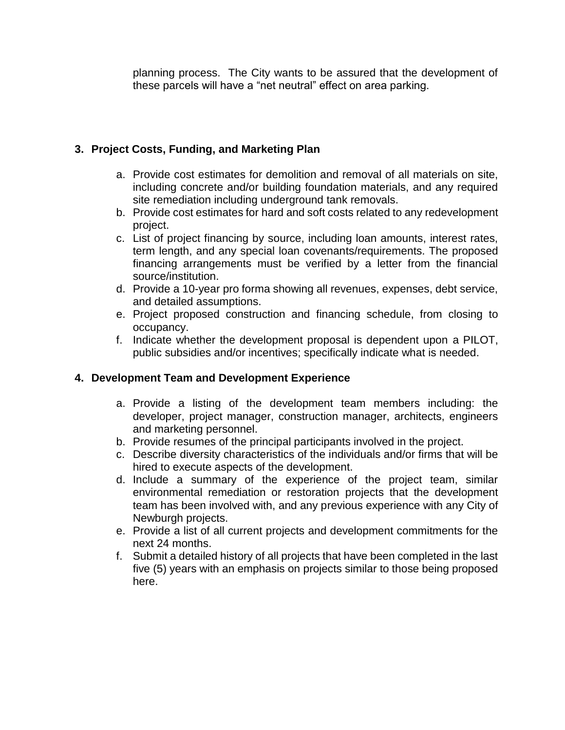planning process. The City wants to be assured that the development of these parcels will have a “net neutral” effect on area parking.

**3. Project Costs, Funding, and Marketing Plan**

a. Provide cost estimates for demolition and removal of all materials on site, including concrete and/or building foundation materials, and any required site remediation including underground tank removals.
b. Provide cost estimates for hard and soft costs related to any redevelopment project.
c. List of project financing by source, including loan amounts, interest rates, term length, and any special loan covenants/requirements. The proposed financing arrangements must be verified by a letter from the financial source/institution.
d. Provide a 10-year pro forma showing all revenues, expenses, debt service, and detailed assumptions.
e. Project proposed construction and financing schedule, from closing to occupancy.
f. Indicate whether the development proposal is dependent upon a PILOT, public subsidies and/or incentives; specifically indicate what is needed.

**4. Development Team and Development Experience**

a. Provide a listing of the development team members including: the developer, project manager, construction manager, architects, engineers and marketing personnel.
b. Provide resumes of the principal participants involved in the project.
c. Describe diversity characteristics of the individuals and/or firms that will be hired to execute aspects of the development.
d. Include a summary of the experience of the project team, similar environmental remediation or restoration projects that the development team has been involved with, and any previous experience with any City of Newburgh projects.
e. Provide a list of all current projects and development commitments for the next 24 months.
f. Submit a detailed history of all projects that have been completed in the last five (5) years with an emphasis on projects similar to those being proposed here.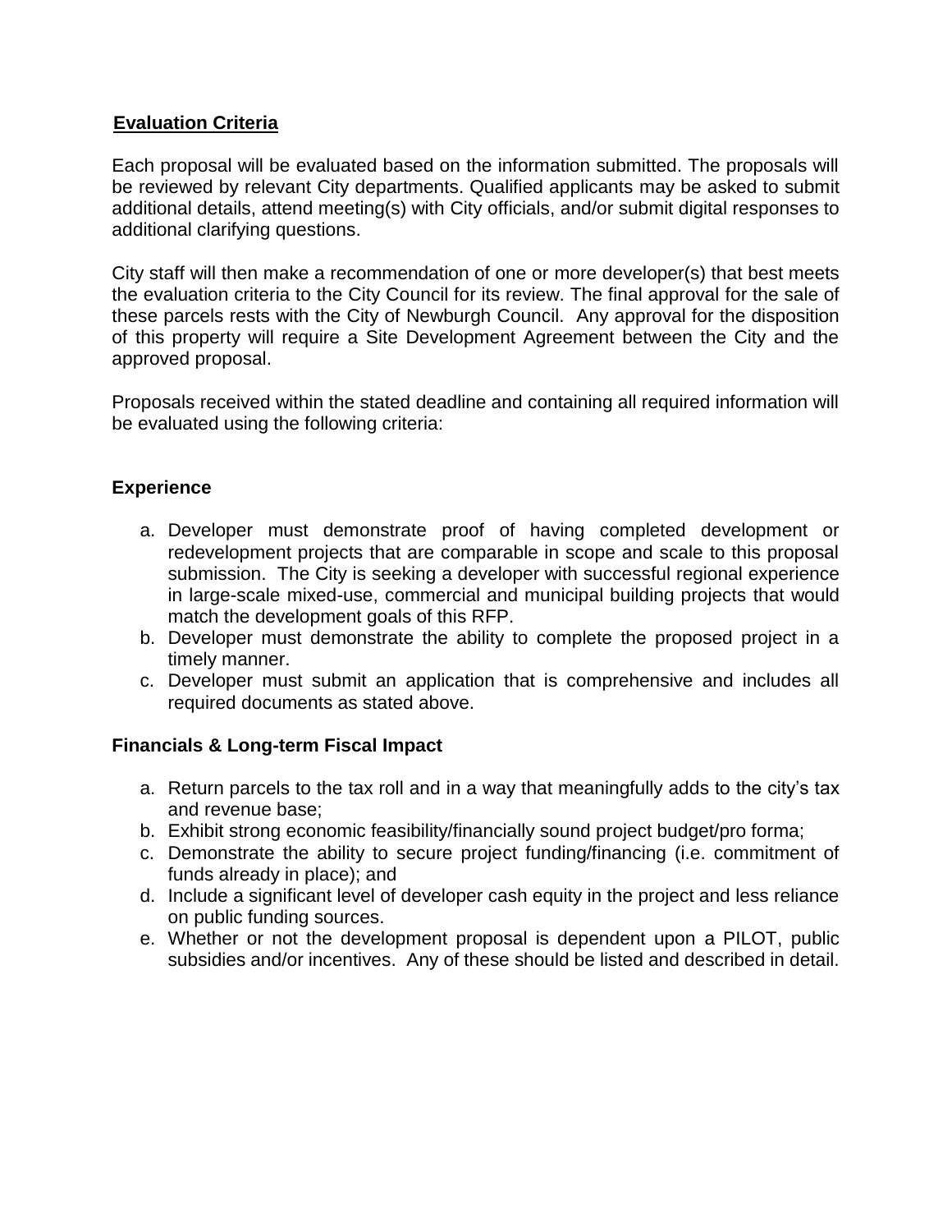## Evaluation Criteria

Each proposal will be evaluated based on the information submitted. The proposals will be reviewed by relevant City departments. Qualified applicants may be asked to submit additional details, attend meeting(s) with City officials, and/or submit digital responses to additional clarifying questions.

City staff will then make a recommendation of one or more developer(s) that best meets the evaluation criteria to the City Council for its review. The final approval for the sale of these parcels rests with the City of Newburgh Council. Any approval for the disposition of this property will require a Site Development Agreement between the City and the approved proposal.

Proposals received within the stated deadline and containing all required information will be evaluated using the following criteria:

### Experience

a. Developer must demonstrate proof of having completed development or redevelopment projects that are comparable in scope and scale to this proposal submission. The City is seeking a developer with successful regional experience in large-scale mixed-use, commercial and municipal building projects that would match the development goals of this RFP.
b. Developer must demonstrate the ability to complete the proposed project in a timely manner.
c. Developer must submit an application that is comprehensive and includes all required documents as stated above.

### Financials & Long-term Fiscal Impact

a. Return parcels to the tax roll and in a way that meaningfully adds to the city's tax and revenue base;
b. Exhibit strong economic feasibility/financially sound project budget/pro forma;
c. Demonstrate the ability to secure project funding/financing (i.e. commitment of funds already in place); and
d. Include a significant level of developer cash equity in the project and less reliance on public funding sources.
e. Whether or not the development proposal is dependent upon a PILOT, public subsidies and/or incentives. Any of these should be listed and described in detail.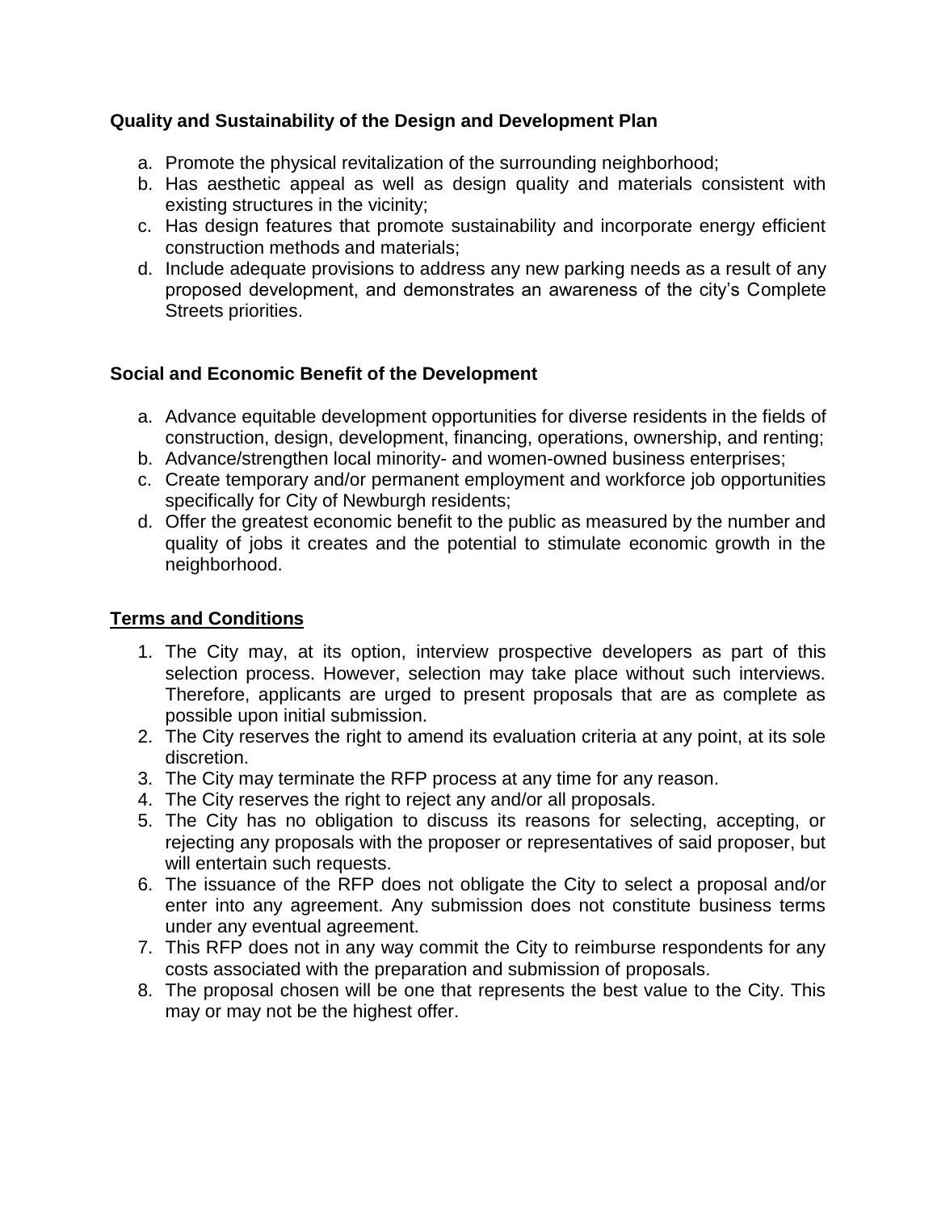**Quality and Sustainability of the Design and Development Plan**

a. Promote the physical revitalization of the surrounding neighborhood;
b. Has aesthetic appeal as well as design quality and materials consistent with existing structures in the vicinity;
c. Has design features that promote sustainability and incorporate energy efficient construction methods and materials;
d. Include adequate provisions to address any new parking needs as a result of any proposed development, and demonstrates an awareness of the city's Complete Streets priorities.

**Social and Economic Benefit of the Development**

a. Advance equitable development opportunities for diverse residents in the fields of construction, design, development, financing, operations, ownership, and renting;
b. Advance/strengthen local minority- and women-owned business enterprises;
c. Create temporary and/or permanent employment and workforce job opportunities specifically for City of Newburgh residents;
d. Offer the greatest economic benefit to the public as measured by the number and quality of jobs it creates and the potential to stimulate economic growth in the neighborhood.

**<u>Terms and Conditions</u>**

1. The City may, at its option, interview prospective developers as part of this selection process. However, selection may take place without such interviews. Therefore, applicants are urged to present proposals that are as complete as possible upon initial submission.
2. The City reserves the right to amend its evaluation criteria at any point, at its sole discretion.
3. The City may terminate the RFP process at any time for any reason.
4. The City reserves the right to reject any and/or all proposals.
5. The City has no obligation to discuss its reasons for selecting, accepting, or rejecting any proposals with the proposer or representatives of said proposer, but will entertain such requests.
6. The issuance of the RFP does not obligate the City to select a proposal and/or enter into any agreement. Any submission does not constitute business terms under any eventual agreement.
7. This RFP does not in any way commit the City to reimburse respondents for any costs associated with the preparation and submission of proposals.
8. The proposal chosen will be one that represents the best value to the City. This may or may not be the highest offer.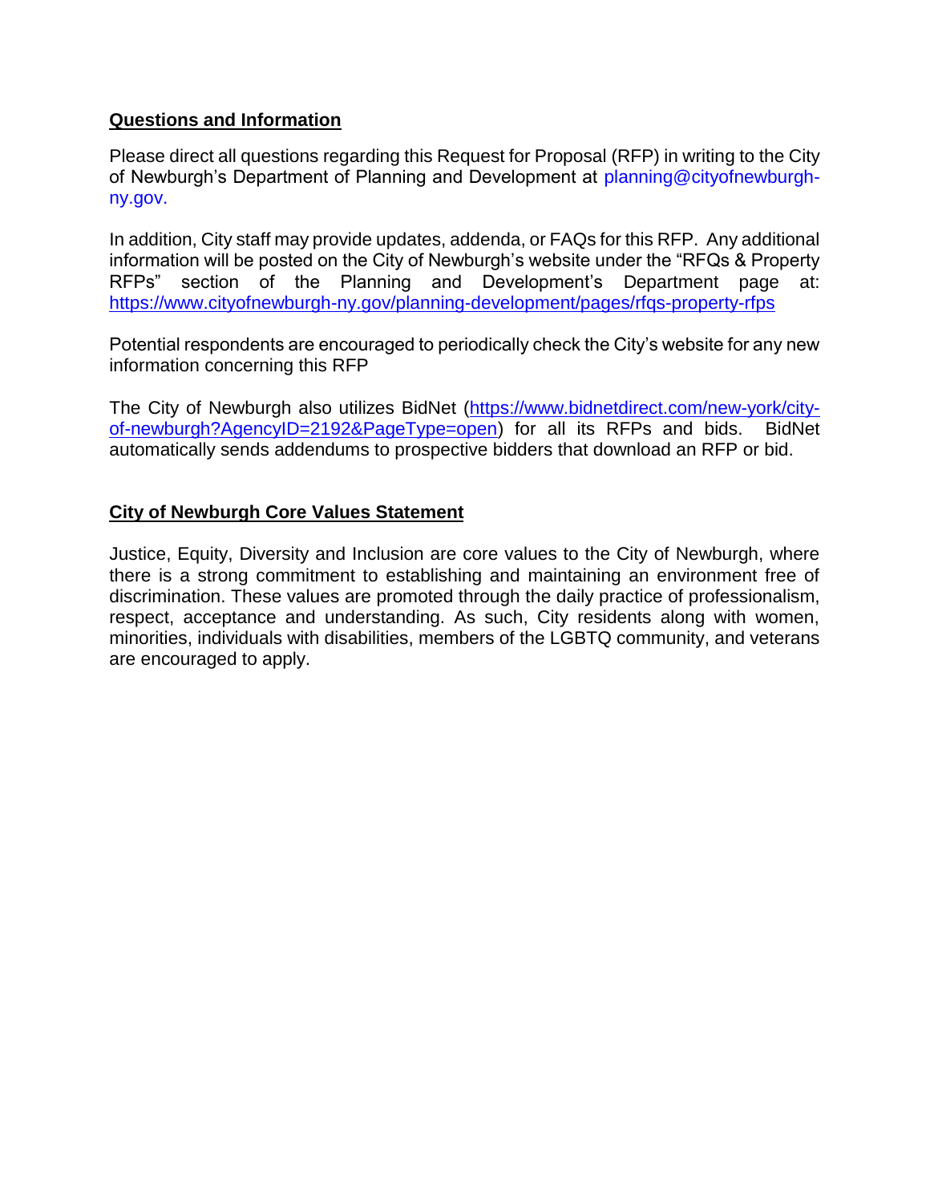**Questions and Information**

Please direct all questions regarding this Request for Proposal (RFP) in writing to the City of Newburgh's Department of Planning and Development at planning@cityofnewburgh-ny.gov.

In addition, City staff may provide updates, addenda, or FAQs for this RFP. Any additional information will be posted on the City of Newburgh's website under the "RFQs & Property RFPs" section of the Planning and Development's Department page at: https://www.cityofnewburgh-ny.gov/planning-development/pages/rfqs-property-rfps

Potential respondents are encouraged to periodically check the City's website for any new information concerning this RFP

The City of Newburgh also utilizes BidNet (https://www.bidnetdirect.com/new-york/city-of-newburgh?AgencyID=2192&PageType=open) for all its RFPs and bids. BidNet automatically sends addendums to prospective bidders that download an RFP or bid.

**City of Newburgh Core Values Statement**

Justice, Equity, Diversity and Inclusion are core values to the City of Newburgh, where there is a strong commitment to establishing and maintaining an environment free of discrimination. These values are promoted through the daily practice of professionalism, respect, acceptance and understanding. As such, City residents along with women, minorities, individuals with disabilities, members of the LGBTQ community, and veterans are encouraged to apply.